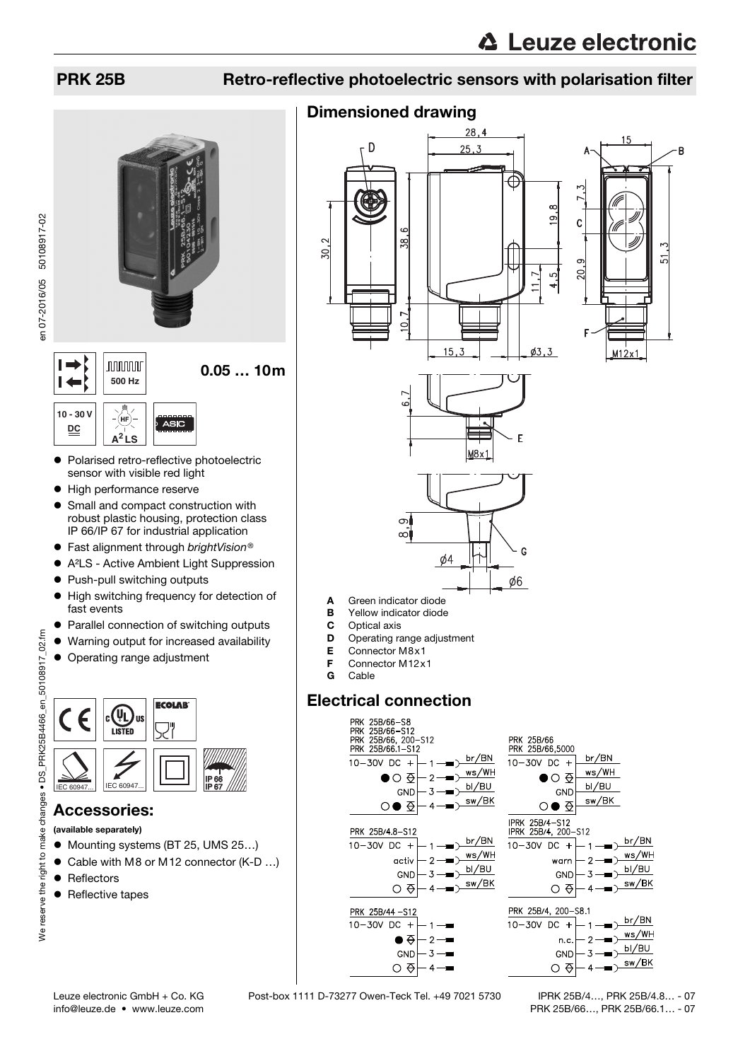# PRK 25B

## Retro-reflective photoelectric sensors with polarisation filter

500 Hz

**0.05 … 10m**

10 - 30 V DC

$A^2LS$

ASIC

- Polarised retro-reflective photoelectric sensor with visible red light
- High performance reserve
- Small and compact construction with robust plastic housing, protection class IP 66/IP 67 for industrial application
- Fast alignment through *brightVision®*
- A²LS - Active Ambient Light Suppression
- Push-pull switching outputs
- High switching frequency for detection of fast events
- Parallel connection of switching outputs
- Warning output for increased availability
- Operating range adjustment

IEC 60947... IEC 60947... IP 66 IP 67

## Accessories:

**(available separately)**

- Mounting systems (BT 25, UMS 25…)
- Cable with M8 or M12 connector (K-D …)
- Reflectors
- Reflective tapes

## Dimensioned drawing

- **A** Green indicator diode
- **B** Yellow indicator diode
- **C** Optical axis
- **D** Operating range adjustment
- **E** Connector M8x1
- **F** Connector M12x1
- **G** Cable

## Electrical connection

PRK 25B/66-S8, PRK 25B/66-S12, PRK 25B/66, 200-S12, PRK 25B/66.1-S12:
10-30V DC + – 1 – br/BN; ●○ – 2 – ws/WH; GND – 3 – bl/BU; ○● – 4 – sw/BK

PRK 25B/66, PRK 25B/66,5000:
10-30V DC + – br/BN; ●○ – ws/WH; GND – bl/BU; ○● – sw/BK

PRK 25B/4.8-S12:
10-30V DC + – 1 – br/BN; activ – 2 – ws/WH; GND – 3 – bl/BU; ○ – 4 – sw/BK

IPRK 25B/4-S12, IPRK 25B/4, 200-S12:
10-30V DC + – 1 – br/BN; warn – 2 – ws/WH; GND – 3 – bl/BU; ○ – 4 – sw/BK

PRK 25B/44-S12:
10-30V DC + – 1; ● – 2; GND – 3; ○ – 4

PRK 25B/4, 200-S8.1:
10-30V DC + – 1 – br/BN; n.c. – 2 – ws/WH; GND – 3 – bl/BU; ○ – 4 – sw/BK

Leuze electronic GmbH + Co. KG Post-box 1111 D-73277 Owen-Teck Tel. +49 7021 5730
info@leuze.de • www.leuze.com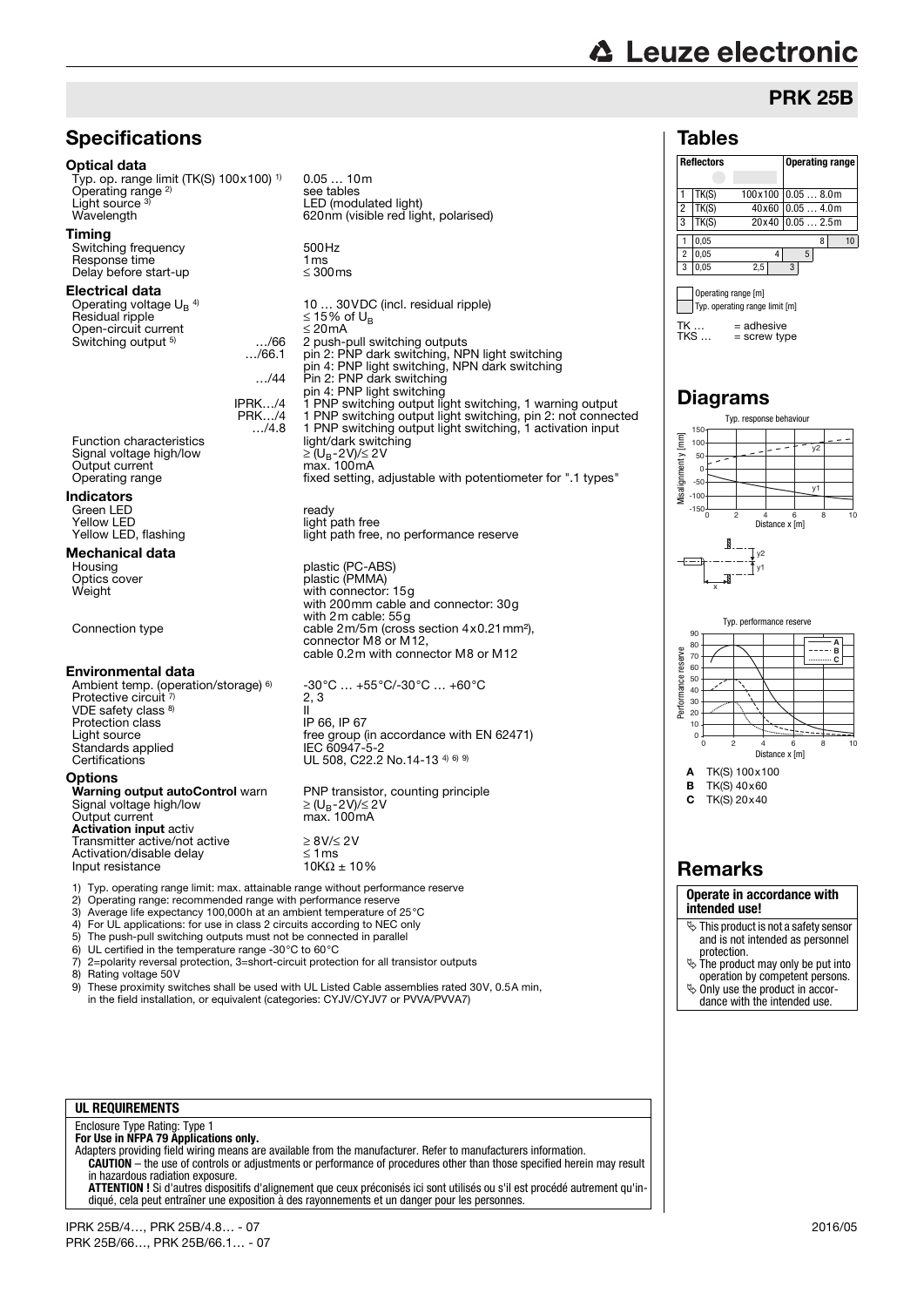# PRK 25B

## Specifications

### Optical data

| | |
|---|---|
| Typ. op. range limit (TK(S) 100x100) 1) | 0.05 … 10m |
| Operating range 2) | see tables |
| Light source 3) | LED (modulated light) |
| Wavelength | 620nm (visible red light, polarised) |

### Timing

| | |
|---|---|
| Switching frequency | 500Hz |
| Response time | 1ms |
| Delay before start-up | ≤ 300ms |

### Electrical data

| | | |
|---|---|---|
| Operating voltage $U_B$ 4) | | 10 … 30VDC (incl. residual ripple) |
| Residual ripple | | ≤ 15% of $U_B$ |
| Open-circuit current | | ≤ 20mA |
| Switching output 5) | …/66 | 2 push-pull switching outputs |
| | …/66.1 | pin 2: PNP dark switching, NPN light switching<br>pin 4: PNP light switching, NPN dark switching |
| | …/44 | Pin 2: PNP dark switching<br>pin 4: PNP light switching |
| | IPRK…/4 | 1 PNP switching output light switching, 1 warning output |
| | PRK…/4 | 1 PNP switching output light switching, pin 2: not connected |
| | …/4.8 | 1 PNP switching output light switching, 1 activation input |
| Function characteristics | | light/dark switching |
| Signal voltage high/low | | ≥ ($U_B$-2V)/≤ 2V |
| Output current | | max. 100mA |
| Operating range | | fixed setting, adjustable with potentiometer for ".1 types" |

### Indicators

| | |
|---|---|
| Green LED | ready |
| Yellow LED | light path free |
| Yellow LED, flashing | light path free, no performance reserve |

### Mechanical data

| | |
|---|---|
| Housing | plastic (PC-ABS) |
| Optics cover | plastic (PMMA) |
| Weight | with connector: 15g<br>with 200mm cable and connector: 30g<br>with 2m cable: 55g |
| Connection type | cable 2m/5m (cross section 4x0.21mm²),<br>connector M8 or M12,<br>cable 0.2m with connector M8 or M12 |

### Environmental data

| | |
|---|---|
| Ambient temp. (operation/storage) 6) | -30°C … +55°C/-30°C … +60°C |
| Protective circuit 7) | 2, 3 |
| VDE safety class 8) | II |
| Protection class | IP 66, IP 67 |
| Light source | free group (in accordance with EN 62471) |
| Standards applied | IEC 60947-5-2 |
| Certifications | UL 508, C22.2 No.14-13 4) 6) 9) |

### Options

| | |
|---|---|
| **Warning output autoControl** warn | PNP transistor, counting principle |
| Signal voltage high/low | ≥ ($U_B$-2V)/≤ 2V |
| Output current | max. 100mA |
| **Activation input** activ | |
| Transmitter active/not active | ≥ 8V/≤ 2V |
| Activation/disable delay | ≤ 1ms |
| Input resistance | 10KΩ ± 10% |

1) Typ. operating range limit: max. attainable range without performance reserve
2) Operating range: recommended range with performance reserve
3) Average life expectancy 100,000h at an ambient temperature of 25°C
4) For UL applications: for use in class 2 circuits according to NEC only
5) The push-pull switching outputs must not be connected in parallel
6) UL certified in the temperature range -30°C to 60°C
7) 2=polarity reversal protection, 3=short-circuit protection for all transistor outputs
8) Rating voltage 50V
9) These proximity switches shall be used with UL Listed Cable assemblies rated 30V, 0.5A min, in the field installation, or equivalent (categories: CYJV/CYJV7 or PVVA/PVVA7)

## Tables

| | Reflectors | | Operating range |
|---|---|---|---|
| 1 | TK(S) | 100x100 | 0.05 … 8.0m |
| 2 | TK(S) | 40x60 | 0.05 … 4.0m |
| 3 | TK(S) | 20x40 | 0.05 … 2.5m |

| | Operating range [m] | Typ. operating range limit [m] |
|---|---|---|
| 1 | 0,05 … 8 | 10 |
| 2 | 0,05 … 4 | 5 |
| 3 | 0,05 … 2,5 | 3 |

Operating range [m]
Typ. operating range limit [m]

TK … = adhesive
TKS … = screw type

## Diagrams

Typ. response behaviour

Typ. performance reserve

**A** TK(S) 100x100
**B** TK(S) 40x60
**C** TK(S) 20x40

## Remarks

**Operate in accordance with intended use!**

- This product is not a safety sensor and is not intended as personnel protection.
- The product may only be put into operation by competent persons.
- Only use the product in accordance with the intended use.

**UL REQUIREMENTS**

Enclosure Type Rating: Type 1
**For Use in NFPA 79 Applications only.**
Adapters providing field wiring means are available from the manufacturer. Refer to manufacturers information.
**CAUTION** – the use of controls or adjustments or performance of procedures other than those specified herein may result in hazardous radiation exposure.
**ATTENTION !** Si d'autres dispositifs d'alignement que ceux préconisés ici sont utilisés ou s'il est procédé autrement qu'indiqué, cela peut entraîner une exposition à des rayonnements et un danger pour les personnes.

IPRK 25B/4…, PRK 25B/4.8… - 07
PRK 25B/66…, PRK 25B/66.1… - 07

2016/05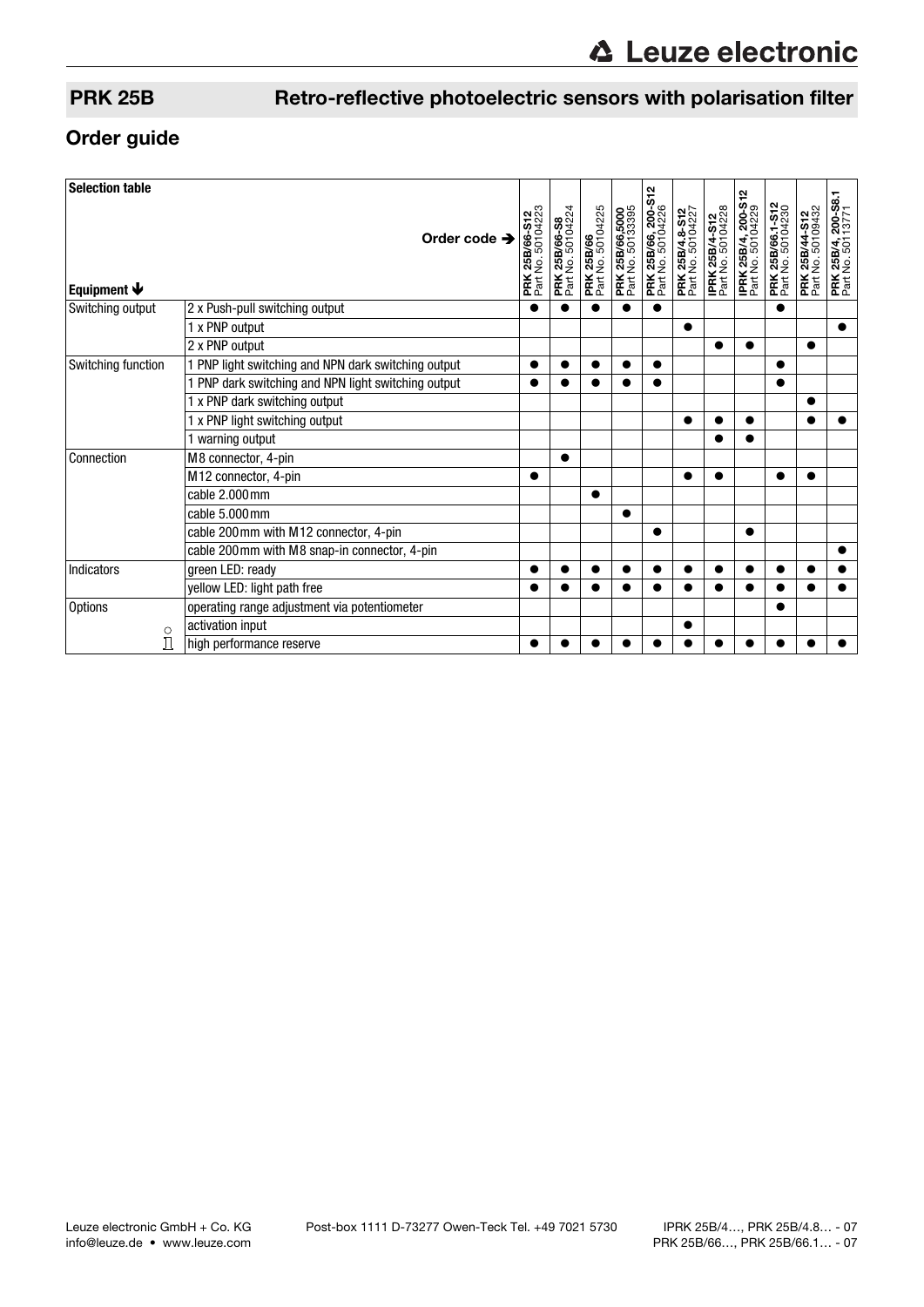## PRK 25B Retro-reflective photoelectric sensors with polarisation filter

## Order guide

| Selection table<br>Equipment ↓ | Order code → | PRK 25B/66-S12 Part No. 50104223 | PRK 25B/66-S8 Part No. 50104224 | PRK 25B/66 Part No. 50104225 | PRK 25B/66.5000 Part No. 50133395 | PRK 25B/66, 200-S12 Part No. 50104226 | PRK 25B/4.8-S12 Part No. 50104227 | IPRK 25B/4-S12 Part No. 50104228 | IPRK 25B/4, 200-S12 Part No. 50104229 | PRK 25B/66.1-S12 Part No. 50104230 | PRK 25B/44-S12 Part No. 50109432 | PRK 25B/4, 200-S8.1 Part No. 50113771 |
|---|---|---|---|---|---|---|---|---|---|---|---|---|
| Switching output | 2 x Push-pull switching output | ● | ● | ● | ● | ● | | | | ● | | |
| | 1 x PNP output | | | | | | ● | | | | | ● |
| | 2 x PNP output | | | | | | | ● | ● | | ● | |
| Switching function | 1 PNP light switching and NPN dark switching output | ● | ● | ● | ● | ● | | | | ● | | |
| | 1 PNP dark switching and NPN light switching output | ● | ● | ● | ● | ● | | | | ● | | |
| | 1 x PNP dark switching output | | | | | | | | | | ● | |
| | 1 x PNP light switching output | | | | | | ● | ● | ● | | ● | ● |
| | 1 warning output | | | | | | | ● | ● | | | |
| Connection | M8 connector, 4-pin | | ● | | | | | | | | | |
| | M12 connector, 4-pin | ● | | | | | ● | ● | | ● | ● | |
| | cable 2.000 mm | | | ● | | | | | | | | |
| | cable 5.000 mm | | | | ● | | | | | | | |
| | cable 200 mm with M12 connector, 4-pin | | | | | ● | | | ● | | | |
| | cable 200 mm with M8 snap-in connector, 4-pin | | | | | | | | | | | ● |
| Indicators | green LED: ready | ● | ● | ● | ● | ● | ● | ● | ● | ● | ● | ● |
| | yellow LED: light path free | ● | ● | ● | ● | ● | ● | ● | ● | ● | ● | ● |
| Options | operating range adjustment via potentiometer | | | | | | | | | ● | | |
| | activation input | | | | | | ● | | | | | |
| | high performance reserve | ● | ● | ● | ● | ● | ● | ● | ● | ● | ● | ● |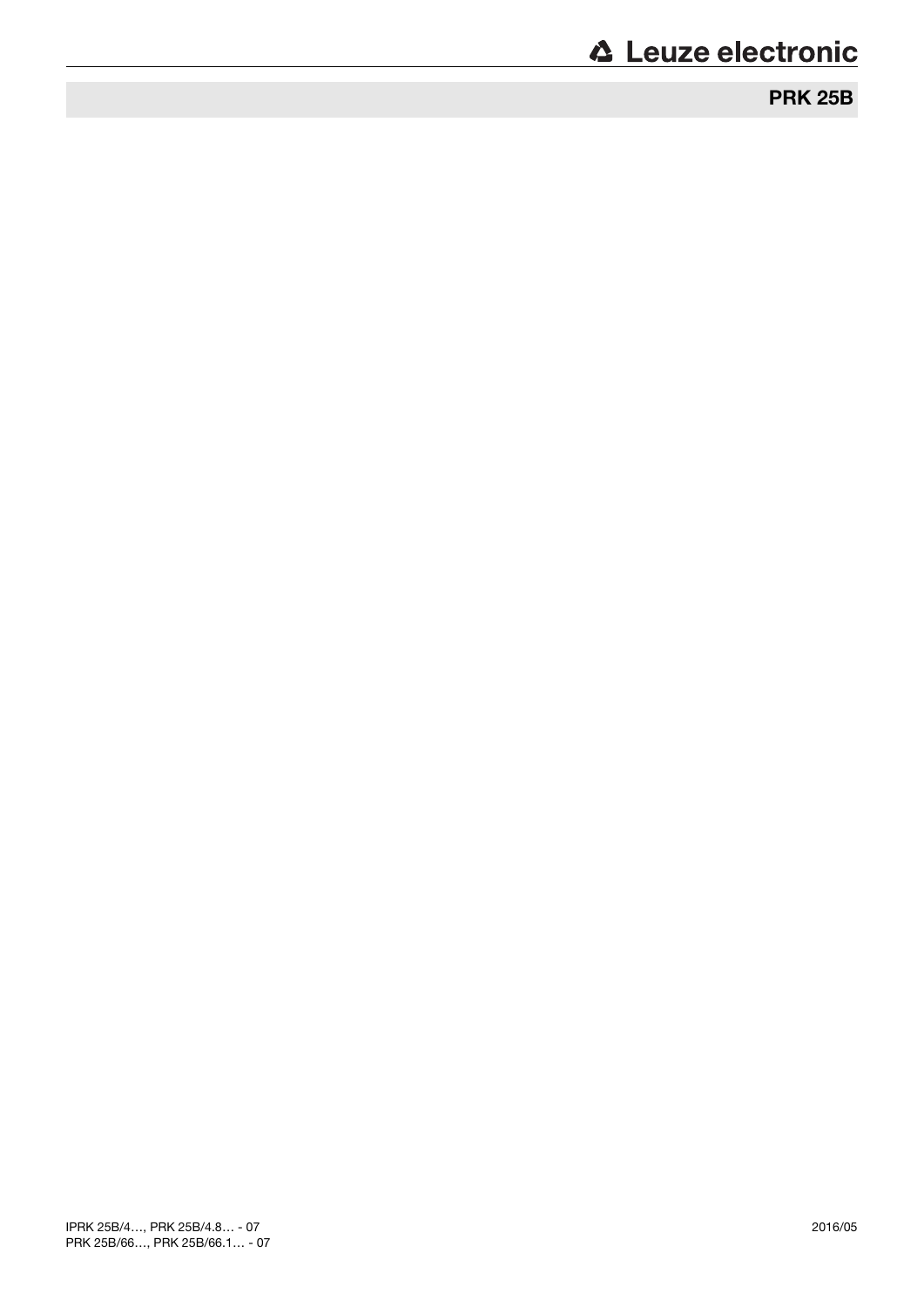IPRK 25B/4…, PRK 25B/4.8… - 07
PRK 25B/66…, PRK 25B/66.1… - 07

2016/05